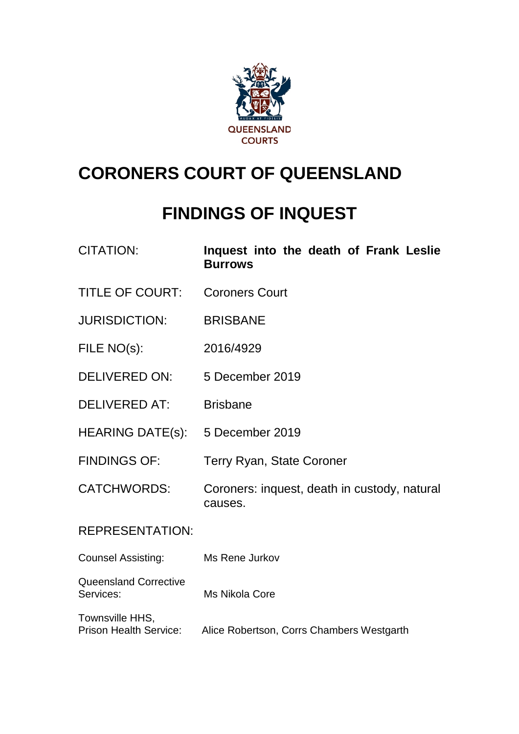# CORONERS COURT OF QUEENSLAND

# FINDINGS OF INQUEST

| | |
|---|---|
| CITATION: | **Inquest into the death of Frank Leslie Burrows** |
| TITLE OF COURT: | Coroners Court |
| JURISDICTION: | BRISBANE |
| FILE NO(s): | 2016/4929 |
| DELIVERED ON: | 5 December 2019 |
| DELIVERED AT: | Brisbane |
| HEARING DATE(s): | 5 December 2019 |
| FINDINGS OF: | Terry Ryan, State Coroner |
| CATCHWORDS: | Coroners: inquest, death in custody, natural causes. |

REPRESENTATION:

| | |
|---|---|
| Counsel Assisting: | Ms Rene Jurkov |
| Queensland Corrective Services: | Ms Nikola Core |
| Townsville HHS, Prison Health Service: | Alice Robertson, Corrs Chambers Westgarth |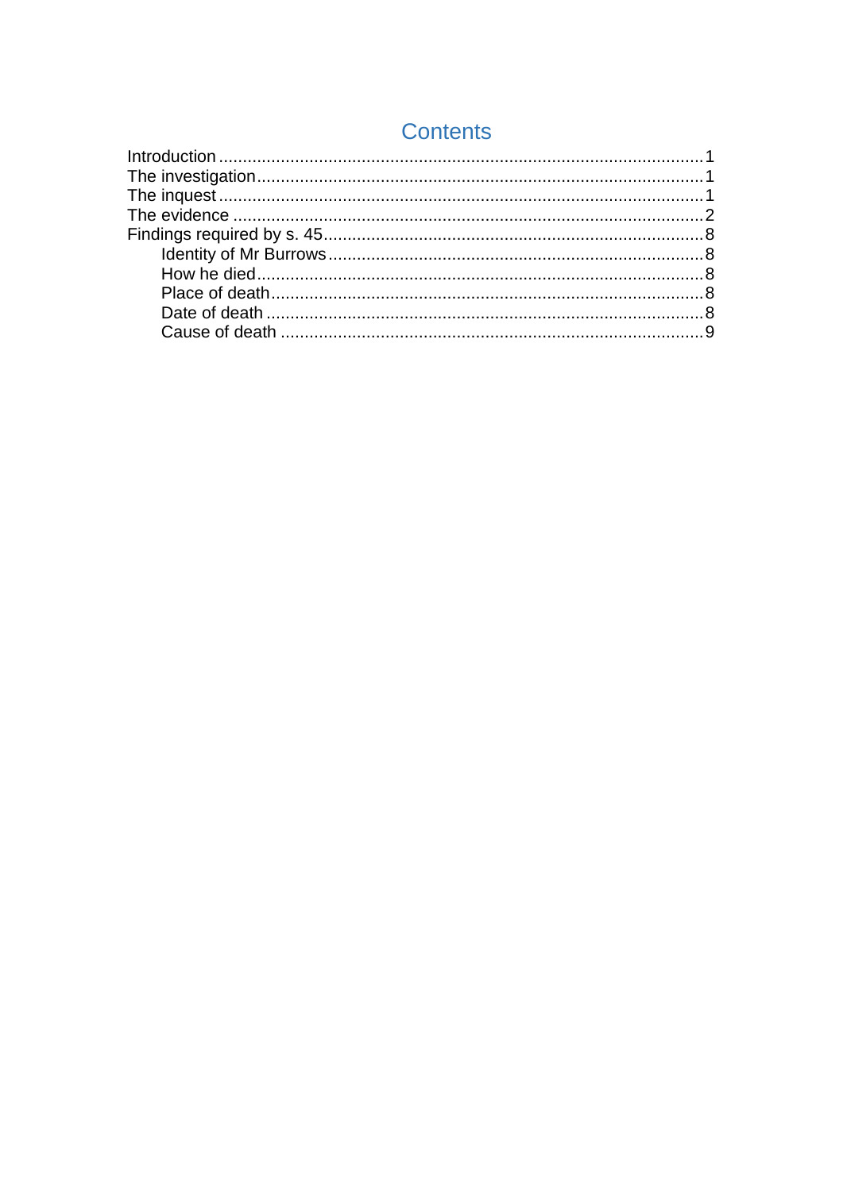# Contents

Introduction .......... 1
The investigation .......... 1
The inquest .......... 1
The evidence .......... 2
Findings required by s. 45 .......... 8
- Identity of Mr Burrows .......... 8
- How he died .......... 8
- Place of death .......... 8
- Date of death .......... 8
- Cause of death .......... 9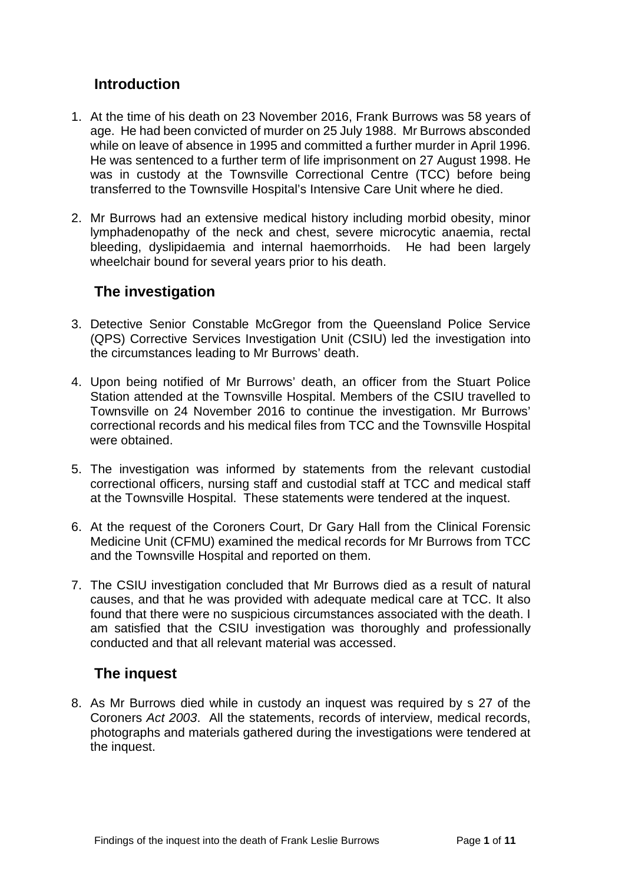## Introduction

1. At the time of his death on 23 November 2016, Frank Burrows was 58 years of age. He had been convicted of murder on 25 July 1988. Mr Burrows absconded while on leave of absence in 1995 and committed a further murder in April 1996. He was sentenced to a further term of life imprisonment on 27 August 1998. He was in custody at the Townsville Correctional Centre (TCC) before being transferred to the Townsville Hospital's Intensive Care Unit where he died.

2. Mr Burrows had an extensive medical history including morbid obesity, minor lymphadenopathy of the neck and chest, severe microcytic anaemia, rectal bleeding, dyslipidaemia and internal haemorrhoids. He had been largely wheelchair bound for several years prior to his death.

## The investigation

3. Detective Senior Constable McGregor from the Queensland Police Service (QPS) Corrective Services Investigation Unit (CSIU) led the investigation into the circumstances leading to Mr Burrows' death.

4. Upon being notified of Mr Burrows' death, an officer from the Stuart Police Station attended at the Townsville Hospital. Members of the CSIU travelled to Townsville on 24 November 2016 to continue the investigation. Mr Burrows' correctional records and his medical files from TCC and the Townsville Hospital were obtained.

5. The investigation was informed by statements from the relevant custodial correctional officers, nursing staff and custodial staff at TCC and medical staff at the Townsville Hospital. These statements were tendered at the inquest.

6. At the request of the Coroners Court, Dr Gary Hall from the Clinical Forensic Medicine Unit (CFMU) examined the medical records for Mr Burrows from TCC and the Townsville Hospital and reported on them.

7. The CSIU investigation concluded that Mr Burrows died as a result of natural causes, and that he was provided with adequate medical care at TCC. It also found that there were no suspicious circumstances associated with the death. I am satisfied that the CSIU investigation was thoroughly and professionally conducted and that all relevant material was accessed.

## The inquest

8. As Mr Burrows died while in custody an inquest was required by s 27 of the Coroners *Act 2003*. All the statements, records of interview, medical records, photographs and materials gathered during the investigations were tendered at the inquest.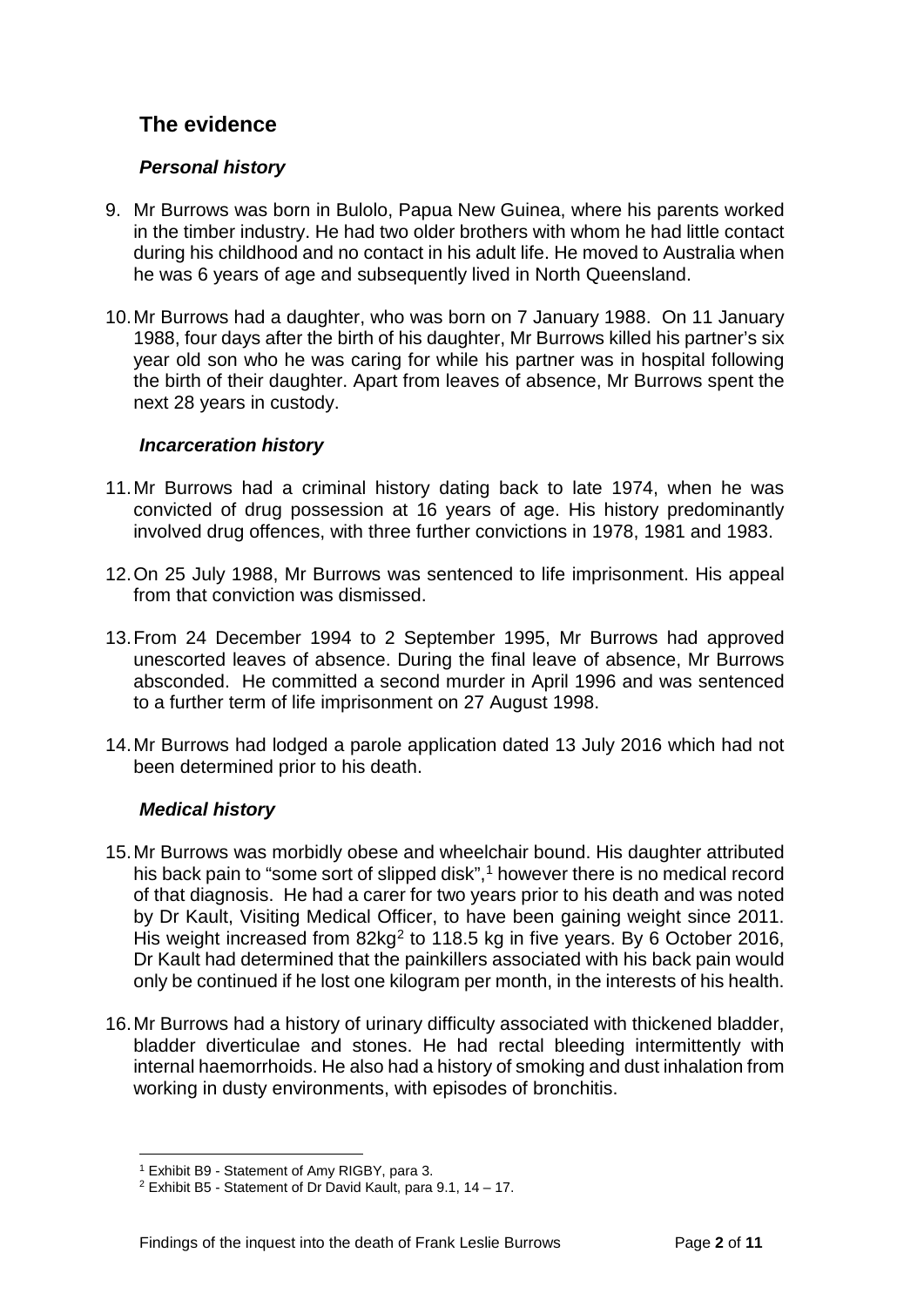## The evidence

### *Personal history*

9. Mr Burrows was born in Bulolo, Papua New Guinea, where his parents worked in the timber industry. He had two older brothers with whom he had little contact during his childhood and no contact in his adult life. He moved to Australia when he was 6 years of age and subsequently lived in North Queensland.

10. Mr Burrows had a daughter, who was born on 7 January 1988. On 11 January 1988, four days after the birth of his daughter, Mr Burrows killed his partner's six year old son who he was caring for while his partner was in hospital following the birth of their daughter. Apart from leaves of absence, Mr Burrows spent the next 28 years in custody.

### *Incarceration history*

11. Mr Burrows had a criminal history dating back to late 1974, when he was convicted of drug possession at 16 years of age. His history predominantly involved drug offences, with three further convictions in 1978, 1981 and 1983.

12. On 25 July 1988, Mr Burrows was sentenced to life imprisonment. His appeal from that conviction was dismissed.

13. From 24 December 1994 to 2 September 1995, Mr Burrows had approved unescorted leaves of absence. During the final leave of absence, Mr Burrows absconded. He committed a second murder in April 1996 and was sentenced to a further term of life imprisonment on 27 August 1998.

14. Mr Burrows had lodged a parole application dated 13 July 2016 which had not been determined prior to his death.

### *Medical history*

15. Mr Burrows was morbidly obese and wheelchair bound. His daughter attributed his back pain to "some sort of slipped disk",[1] however there is no medical record of that diagnosis. He had a carer for two years prior to his death and was noted by Dr Kault, Visiting Medical Officer, to have been gaining weight since 2011. His weight increased from 82kg[2] to 118.5 kg in five years. By 6 October 2016, Dr Kault had determined that the painkillers associated with his back pain would only be continued if he lost one kilogram per month, in the interests of his health.

16. Mr Burrows had a history of urinary difficulty associated with thickened bladder, bladder diverticulae and stones. He had rectal bleeding intermittently with internal haemorrhoids. He also had a history of smoking and dust inhalation from working in dusty environments, with episodes of bronchitis.

---

[1] Exhibit B9 - Statement of Amy RIGBY, para 3.

[2] Exhibit B5 - Statement of Dr David Kault, para 9.1, 14 – 17.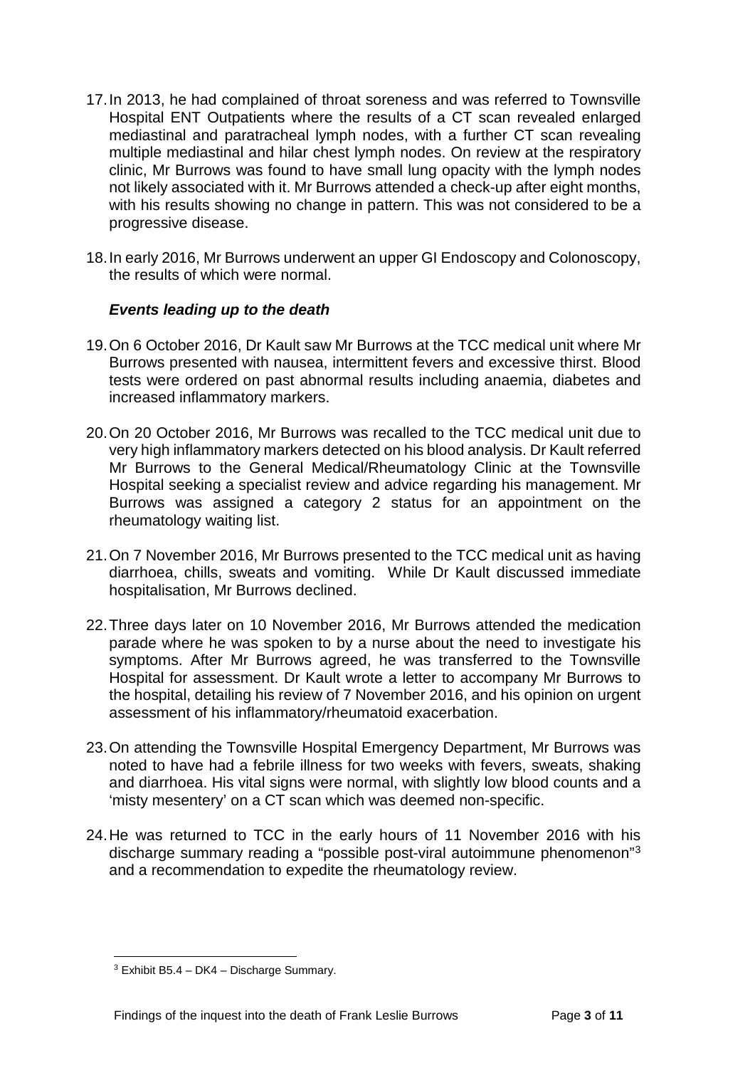17. In 2013, he had complained of throat soreness and was referred to Townsville Hospital ENT Outpatients where the results of a CT scan revealed enlarged mediastinal and paratracheal lymph nodes, with a further CT scan revealing multiple mediastinal and hilar chest lymph nodes. On review at the respiratory clinic, Mr Burrows was found to have small lung opacity with the lymph nodes not likely associated with it. Mr Burrows attended a check-up after eight months, with his results showing no change in pattern. This was not considered to be a progressive disease.

18. In early 2016, Mr Burrows underwent an upper GI Endoscopy and Colonoscopy, the results of which were normal.

### *Events leading up to the death*

19. On 6 October 2016, Dr Kault saw Mr Burrows at the TCC medical unit where Mr Burrows presented with nausea, intermittent fevers and excessive thirst. Blood tests were ordered on past abnormal results including anaemia, diabetes and increased inflammatory markers.

20. On 20 October 2016, Mr Burrows was recalled to the TCC medical unit due to very high inflammatory markers detected on his blood analysis. Dr Kault referred Mr Burrows to the General Medical/Rheumatology Clinic at the Townsville Hospital seeking a specialist review and advice regarding his management. Mr Burrows was assigned a category 2 status for an appointment on the rheumatology waiting list.

21. On 7 November 2016, Mr Burrows presented to the TCC medical unit as having diarrhoea, chills, sweats and vomiting. While Dr Kault discussed immediate hospitalisation, Mr Burrows declined.

22. Three days later on 10 November 2016, Mr Burrows attended the medication parade where he was spoken to by a nurse about the need to investigate his symptoms. After Mr Burrows agreed, he was transferred to the Townsville Hospital for assessment. Dr Kault wrote a letter to accompany Mr Burrows to the hospital, detailing his review of 7 November 2016, and his opinion on urgent assessment of his inflammatory/rheumatoid exacerbation.

23. On attending the Townsville Hospital Emergency Department, Mr Burrows was noted to have had a febrile illness for two weeks with fevers, sweats, shaking and diarrhoea. His vital signs were normal, with slightly low blood counts and a 'misty mesentery' on a CT scan which was deemed non-specific.

24. He was returned to TCC in the early hours of 11 November 2016 with his discharge summary reading a "possible post-viral autoimmune phenomenon"[3] and a recommendation to expedite the rheumatology review.

[3] Exhibit B5.4 – DK4 – Discharge Summary.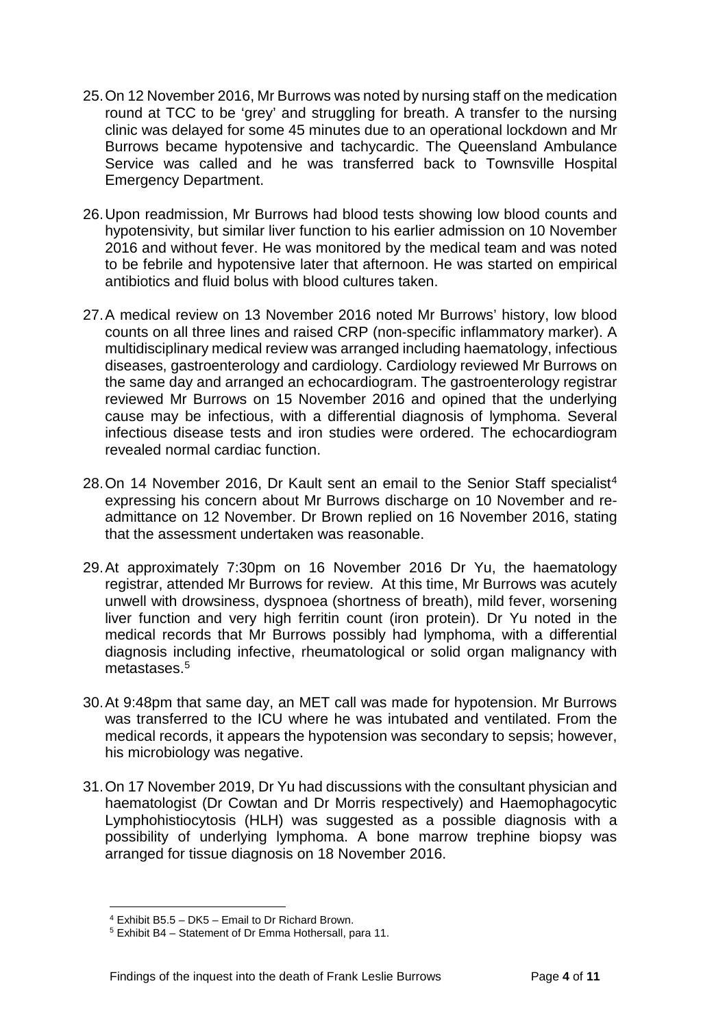25. On 12 November 2016, Mr Burrows was noted by nursing staff on the medication round at TCC to be 'grey' and struggling for breath. A transfer to the nursing clinic was delayed for some 45 minutes due to an operational lockdown and Mr Burrows became hypotensive and tachycardic. The Queensland Ambulance Service was called and he was transferred back to Townsville Hospital Emergency Department.

26. Upon readmission, Mr Burrows had blood tests showing low blood counts and hypotensivity, but similar liver function to his earlier admission on 10 November 2016 and without fever. He was monitored by the medical team and was noted to be febrile and hypotensive later that afternoon. He was started on empirical antibiotics and fluid bolus with blood cultures taken.

27. A medical review on 13 November 2016 noted Mr Burrows' history, low blood counts on all three lines and raised CRP (non-specific inflammatory marker). A multidisciplinary medical review was arranged including haematology, infectious diseases, gastroenterology and cardiology. Cardiology reviewed Mr Burrows on the same day and arranged an echocardiogram. The gastroenterology registrar reviewed Mr Burrows on 15 November 2016 and opined that the underlying cause may be infectious, with a differential diagnosis of lymphoma. Several infectious disease tests and iron studies were ordered. The echocardiogram revealed normal cardiac function.

28. On 14 November 2016, Dr Kault sent an email to the Senior Staff specialist[4] expressing his concern about Mr Burrows discharge on 10 November and re-admittance on 12 November. Dr Brown replied on 16 November 2016, stating that the assessment undertaken was reasonable.

29. At approximately 7:30pm on 16 November 2016 Dr Yu, the haematology registrar, attended Mr Burrows for review. At this time, Mr Burrows was acutely unwell with drowsiness, dyspnoea (shortness of breath), mild fever, worsening liver function and very high ferritin count (iron protein). Dr Yu noted in the medical records that Mr Burrows possibly had lymphoma, with a differential diagnosis including infective, rheumatological or solid organ malignancy with metastases.[5]

30. At 9:48pm that same day, an MET call was made for hypotension. Mr Burrows was transferred to the ICU where he was intubated and ventilated. From the medical records, it appears the hypotension was secondary to sepsis; however, his microbiology was negative.

31. On 17 November 2019, Dr Yu had discussions with the consultant physician and haematologist (Dr Cowtan and Dr Morris respectively) and Haemophagocytic Lymphohistiocytosis (HLH) was suggested as a possible diagnosis with a possibility of underlying lymphoma. A bone marrow trephine biopsy was arranged for tissue diagnosis on 18 November 2016.

---

[4] Exhibit B5.5 – DK5 – Email to Dr Richard Brown.

[5] Exhibit B4 – Statement of Dr Emma Hothersall, para 11.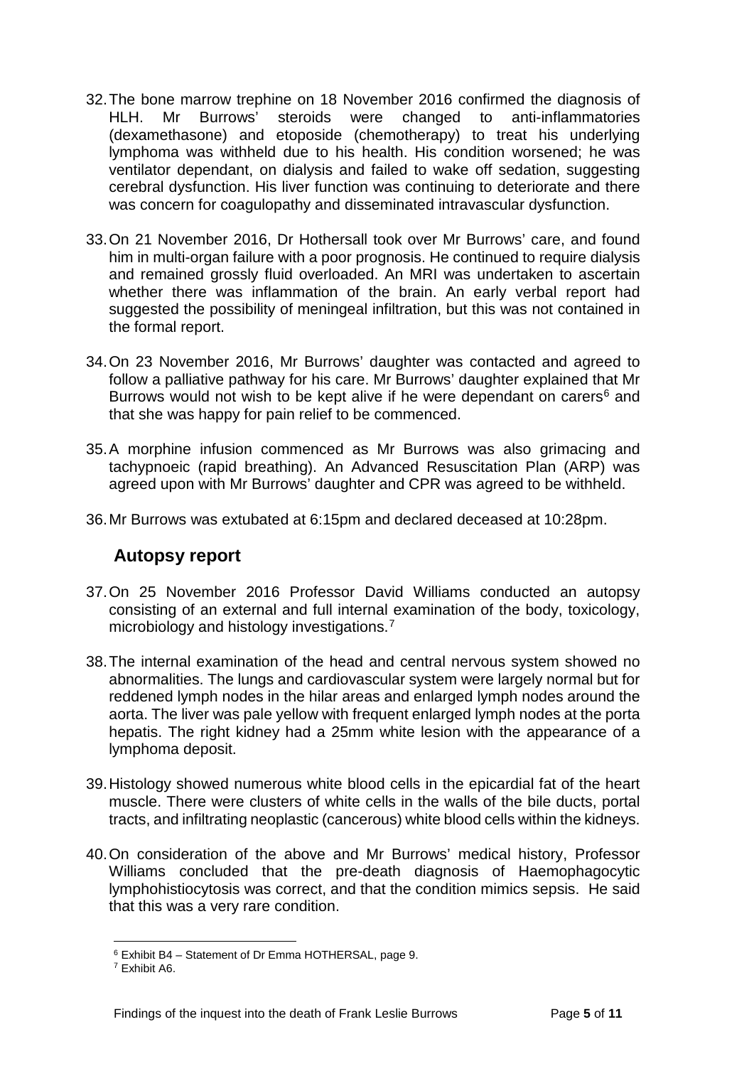32. The bone marrow trephine on 18 November 2016 confirmed the diagnosis of HLH. Mr Burrows' steroids were changed to anti-inflammatories (dexamethasone) and etoposide (chemotherapy) to treat his underlying lymphoma was withheld due to his health. His condition worsened; he was ventilator dependant, on dialysis and failed to wake off sedation, suggesting cerebral dysfunction. His liver function was continuing to deteriorate and there was concern for coagulopathy and disseminated intravascular dysfunction.

33. On 21 November 2016, Dr Hothersall took over Mr Burrows' care, and found him in multi-organ failure with a poor prognosis. He continued to require dialysis and remained grossly fluid overloaded. An MRI was undertaken to ascertain whether there was inflammation of the brain. An early verbal report had suggested the possibility of meningeal infiltration, but this was not contained in the formal report.

34. On 23 November 2016, Mr Burrows' daughter was contacted and agreed to follow a palliative pathway for his care. Mr Burrows' daughter explained that Mr Burrows would not wish to be kept alive if he were dependant on carers[6] and that she was happy for pain relief to be commenced.

35. A morphine infusion commenced as Mr Burrows was also grimacing and tachypnoeic (rapid breathing). An Advanced Resuscitation Plan (ARP) was agreed upon with Mr Burrows' daughter and CPR was agreed to be withheld.

36. Mr Burrows was extubated at 6:15pm and declared deceased at 10:28pm.

## Autopsy report

37. On 25 November 2016 Professor David Williams conducted an autopsy consisting of an external and full internal examination of the body, toxicology, microbiology and histology investigations.[7]

38. The internal examination of the head and central nervous system showed no abnormalities. The lungs and cardiovascular system were largely normal but for reddened lymph nodes in the hilar areas and enlarged lymph nodes around the aorta. The liver was pale yellow with frequent enlarged lymph nodes at the porta hepatis. The right kidney had a 25mm white lesion with the appearance of a lymphoma deposit.

39. Histology showed numerous white blood cells in the epicardial fat of the heart muscle. There were clusters of white cells in the walls of the bile ducts, portal tracts, and infiltrating neoplastic (cancerous) white blood cells within the kidneys.

40. On consideration of the above and Mr Burrows' medical history, Professor Williams concluded that the pre-death diagnosis of Haemophagocytic lymphohistiocytosis was correct, and that the condition mimics sepsis. He said that this was a very rare condition.

---

[6] Exhibit B4 – Statement of Dr Emma HOTHERSAL, page 9.

[7] Exhibit A6.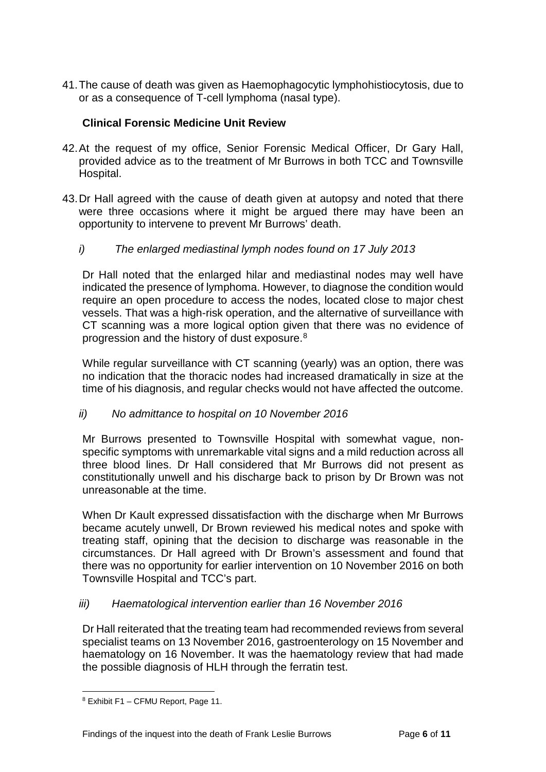41. The cause of death was given as Haemophagocytic lymphohistiocytosis, due to or as a consequence of T-cell lymphoma (nasal type).

### Clinical Forensic Medicine Unit Review

42. At the request of my office, Senior Forensic Medical Officer, Dr Gary Hall, provided advice as to the treatment of Mr Burrows in both TCC and Townsville Hospital.

43. Dr Hall agreed with the cause of death given at autopsy and noted that there were three occasions where it might be argued there may have been an opportunity to intervene to prevent Mr Burrows' death.

    *i) The enlarged mediastinal lymph nodes found on 17 July 2013*

    Dr Hall noted that the enlarged hilar and mediastinal nodes may well have indicated the presence of lymphoma. However, to diagnose the condition would require an open procedure to access the nodes, located close to major chest vessels. That was a high-risk operation, and the alternative of surveillance with CT scanning was a more logical option given that there was no evidence of progression and the history of dust exposure.[8]

    While regular surveillance with CT scanning (yearly) was an option, there was no indication that the thoracic nodes had increased dramatically in size at the time of his diagnosis, and regular checks would not have affected the outcome.

    *ii) No admittance to hospital on 10 November 2016*

    Mr Burrows presented to Townsville Hospital with somewhat vague, non-specific symptoms with unremarkable vital signs and a mild reduction across all three blood lines. Dr Hall considered that Mr Burrows did not present as constitutionally unwell and his discharge back to prison by Dr Brown was not unreasonable at the time.

    When Dr Kault expressed dissatisfaction with the discharge when Mr Burrows became acutely unwell, Dr Brown reviewed his medical notes and spoke with treating staff, opining that the decision to discharge was reasonable in the circumstances. Dr Hall agreed with Dr Brown's assessment and found that there was no opportunity for earlier intervention on 10 November 2016 on both Townsville Hospital and TCC's part.

    *iii) Haematological intervention earlier than 16 November 2016*

    Dr Hall reiterated that the treating team had recommended reviews from several specialist teams on 13 November 2016, gastroenterology on 15 November and haematology on 16 November. It was the haematology review that had made the possible diagnosis of HLH through the ferratin test.

[8] Exhibit F1 – CFMU Report, Page 11.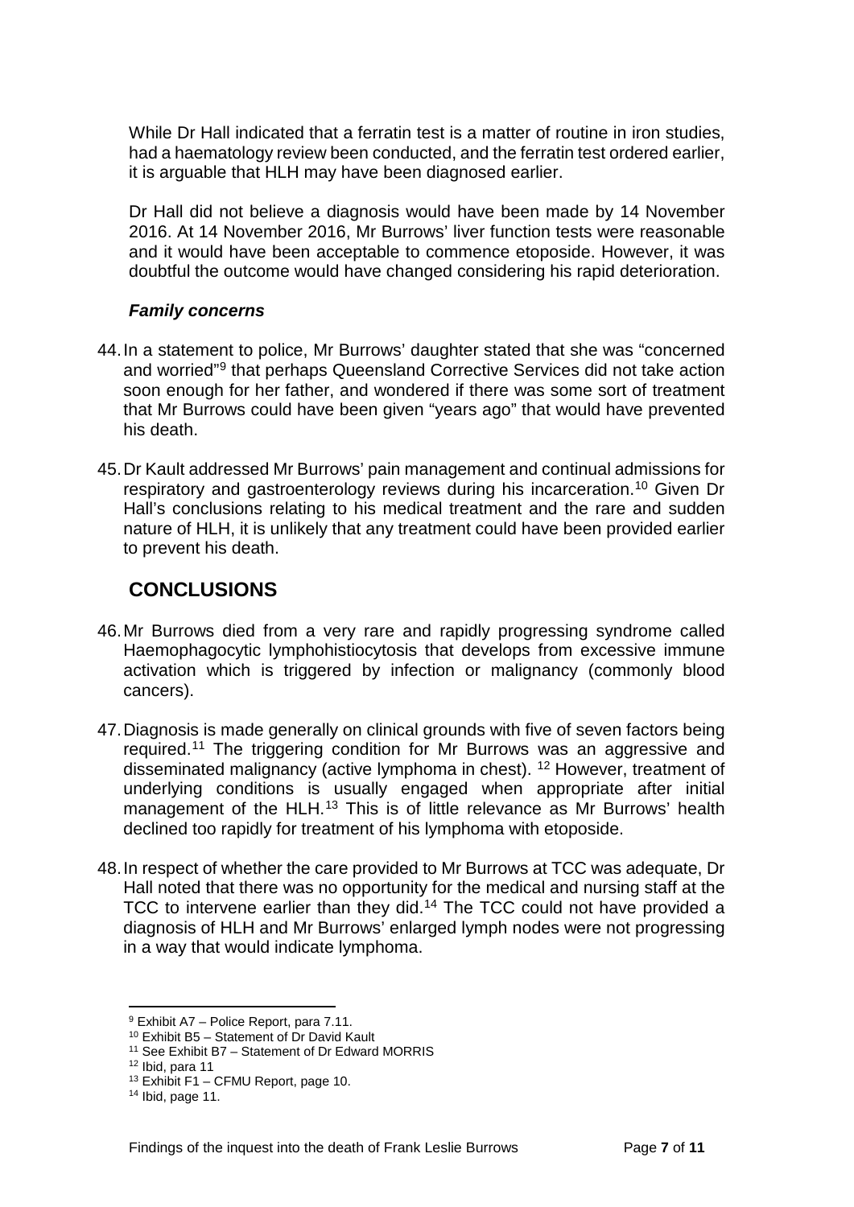While Dr Hall indicated that a ferratin test is a matter of routine in iron studies, had a haematology review been conducted, and the ferratin test ordered earlier, it is arguable that HLH may have been diagnosed earlier.

Dr Hall did not believe a diagnosis would have been made by 14 November 2016. At 14 November 2016, Mr Burrows' liver function tests were reasonable and it would have been acceptable to commence etoposide. However, it was doubtful the outcome would have changed considering his rapid deterioration.

#### *Family concerns*

44. In a statement to police, Mr Burrows' daughter stated that she was "concerned and worried"[9] that perhaps Queensland Corrective Services did not take action soon enough for her father, and wondered if there was some sort of treatment that Mr Burrows could have been given "years ago" that would have prevented his death.

45. Dr Kault addressed Mr Burrows' pain management and continual admissions for respiratory and gastroenterology reviews during his incarceration.[10] Given Dr Hall's conclusions relating to his medical treatment and the rare and sudden nature of HLH, it is unlikely that any treatment could have been provided earlier to prevent his death.

## CONCLUSIONS

46. Mr Burrows died from a very rare and rapidly progressing syndrome called Haemophagocytic lymphohistiocytosis that develops from excessive immune activation which is triggered by infection or malignancy (commonly blood cancers).

47. Diagnosis is made generally on clinical grounds with five of seven factors being required.[11] The triggering condition for Mr Burrows was an aggressive and disseminated malignancy (active lymphoma in chest). [12] However, treatment of underlying conditions is usually engaged when appropriate after initial management of the HLH.[13] This is of little relevance as Mr Burrows' health declined too rapidly for treatment of his lymphoma with etoposide.

48. In respect of whether the care provided to Mr Burrows at TCC was adequate, Dr Hall noted that there was no opportunity for the medical and nursing staff at the TCC to intervene earlier than they did.[14] The TCC could not have provided a diagnosis of HLH and Mr Burrows' enlarged lymph nodes were not progressing in a way that would indicate lymphoma.

---

[9] Exhibit A7 – Police Report, para 7.11.
[10] Exhibit B5 – Statement of Dr David Kault
[11] See Exhibit B7 – Statement of Dr Edward MORRIS
[12] Ibid, para 11
[13] Exhibit F1 – CFMU Report, page 10.
[14] Ibid, page 11.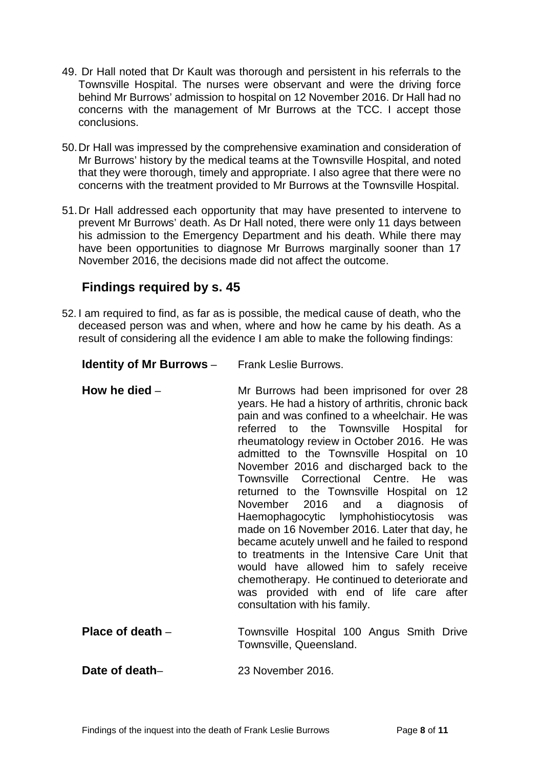49. Dr Hall noted that Dr Kault was thorough and persistent in his referrals to the Townsville Hospital. The nurses were observant and were the driving force behind Mr Burrows' admission to hospital on 12 November 2016. Dr Hall had no concerns with the management of Mr Burrows at the TCC. I accept those conclusions.

50. Dr Hall was impressed by the comprehensive examination and consideration of Mr Burrows' history by the medical teams at the Townsville Hospital, and noted that they were thorough, timely and appropriate. I also agree that there were no concerns with the treatment provided to Mr Burrows at the Townsville Hospital.

51. Dr Hall addressed each opportunity that may have presented to intervene to prevent Mr Burrows' death. As Dr Hall noted, there were only 11 days between his admission to the Emergency Department and his death. While there may have been opportunities to diagnose Mr Burrows marginally sooner than 17 November 2016, the decisions made did not affect the outcome.

## Findings required by s. 45

52. I am required to find, as far as is possible, the medical cause of death, who the deceased person was and when, where and how he came by his death. As a result of considering all the evidence I am able to make the following findings:

| | |
|---|---|
| **Identity of Mr Burrows** – | Frank Leslie Burrows. |
| **How he died** – | Mr Burrows had been imprisoned for over 28 years. He had a history of arthritis, chronic back pain and was confined to a wheelchair. He was referred to the Townsville Hospital for rheumatology review in October 2016. He was admitted to the Townsville Hospital on 10 November 2016 and discharged back to the Townsville Correctional Centre. He was returned to the Townsville Hospital on 12 November 2016 and a diagnosis of Haemophagocytic lymphohistiocytosis was made on 16 November 2016. Later that day, he became acutely unwell and he failed to respond to treatments in the Intensive Care Unit that would have allowed him to safely receive chemotherapy. He continued to deteriorate and was provided with end of life care after consultation with his family. |
| **Place of death** – | Townsville Hospital 100 Angus Smith Drive Townsville, Queensland. |
| **Date of death**– | 23 November 2016. |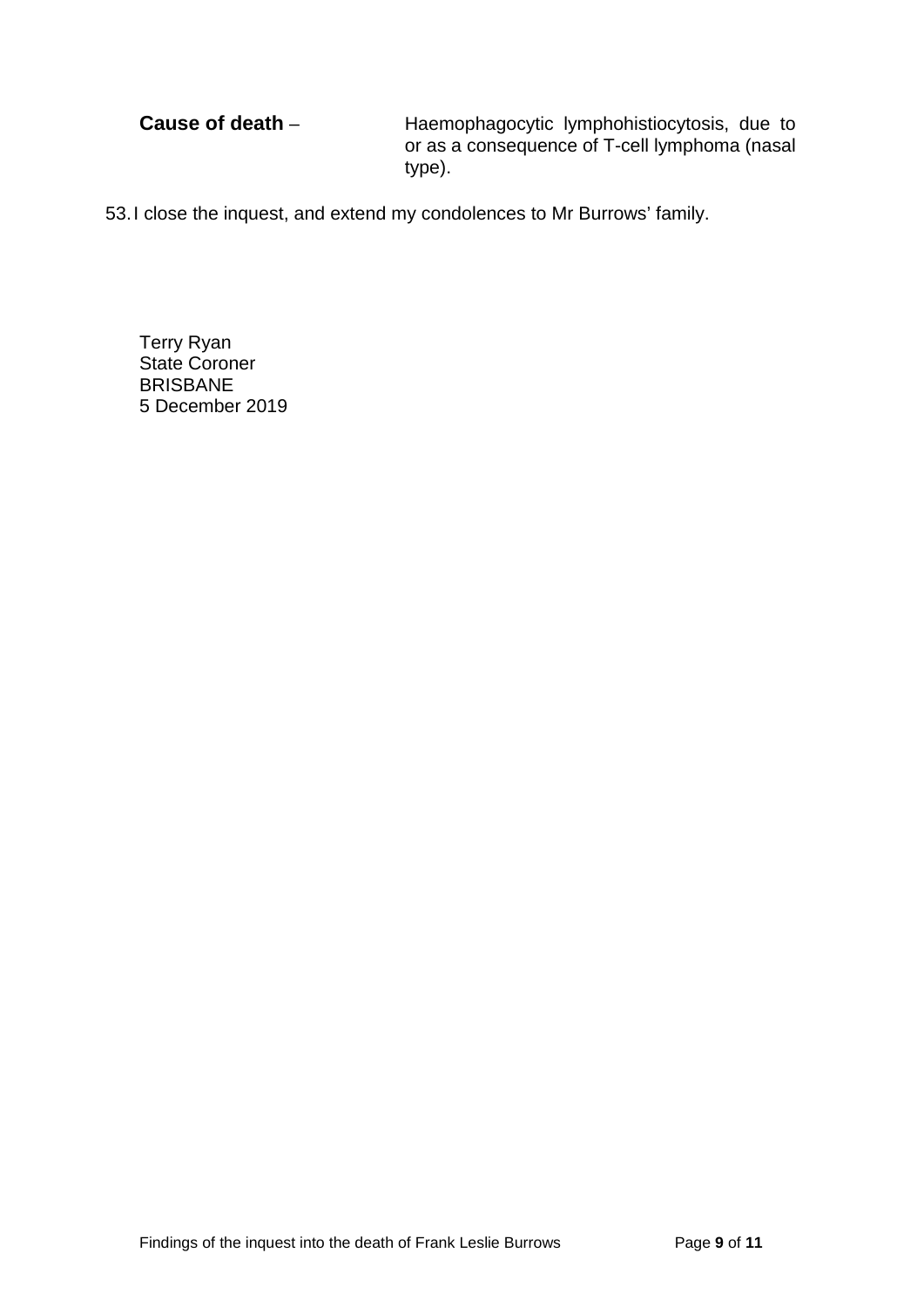**Cause of death** – Haemophagocytic lymphohistiocytosis, due to or as a consequence of T-cell lymphoma (nasal type).

53. I close the inquest, and extend my condolences to Mr Burrows' family.

Terry Ryan
State Coroner
BRISBANE
5 December 2019